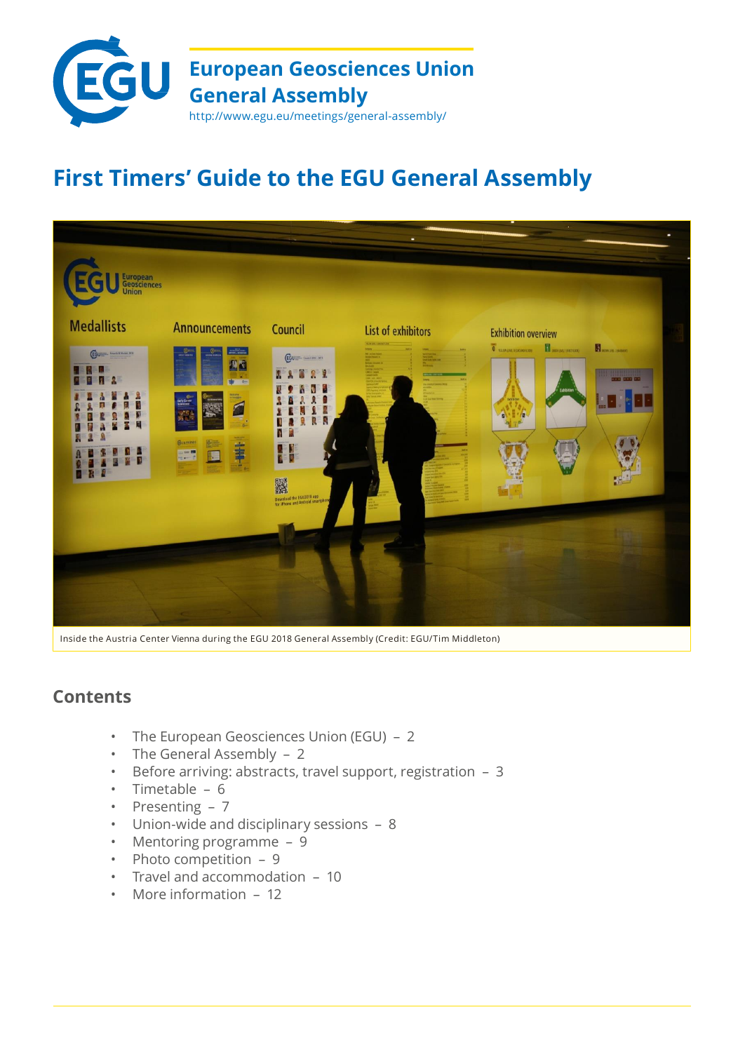European Geosciences Union
General Assembly
http://www.egu.eu/meetings/general-assembly/

# First Timers' Guide to the EGU General Assembly

Inside the Austria Center Vienna during the EGU 2018 General Assembly (Credit: EGU/Tim Middleton)

## Contents

- The European Geosciences Union (EGU) – 2
- The General Assembly – 2
- Before arriving: abstracts, travel support, registration – 3
- Timetable – 6
- Presenting – 7
- Union-wide and disciplinary sessions – 8
- Mentoring programme – 9
- Photo competition – 9
- Travel and accommodation – 10
- More information – 12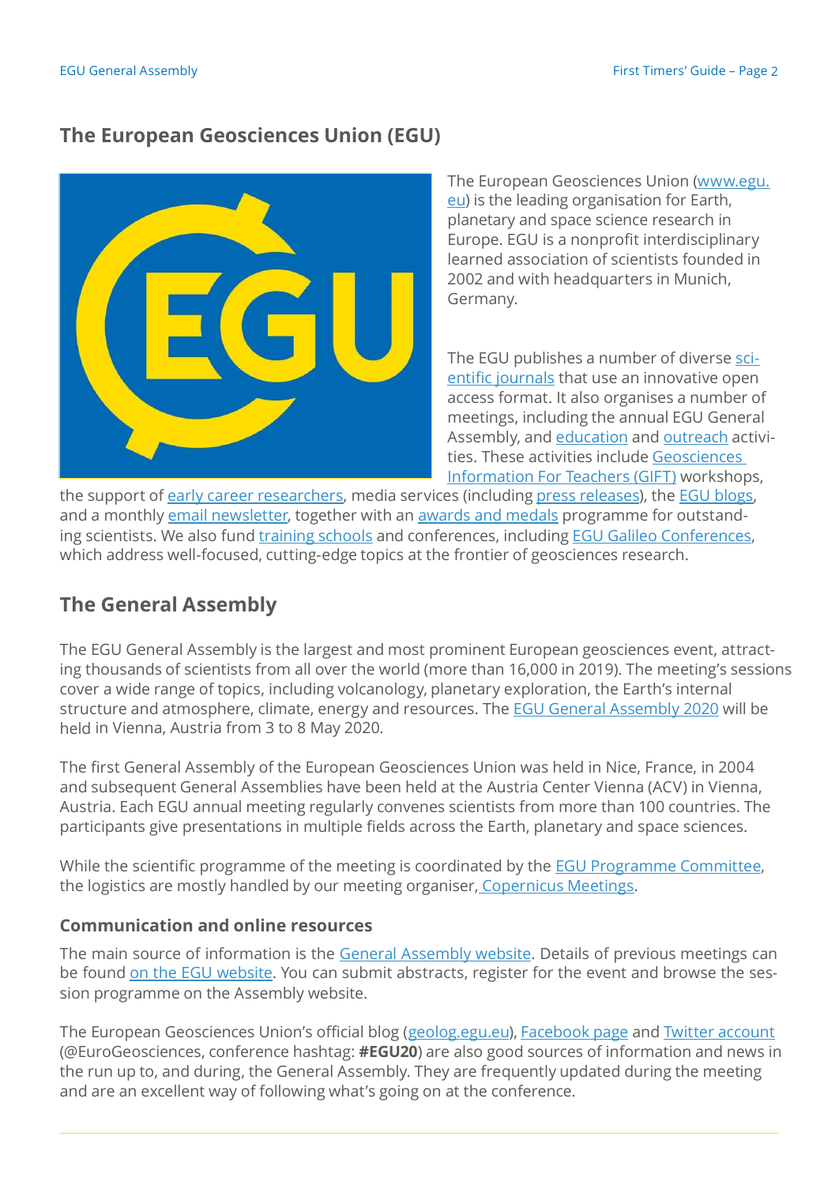## The European Geosciences Union (EGU)

The European Geosciences Union (www.egu.eu) is the leading organisation for Earth, planetary and space science research in Europe. EGU is a nonprofit interdisciplinary learned association of scientists founded in 2002 and with headquarters in Munich, Germany.

The EGU publishes a number of diverse scientific journals that use an innovative open access format. It also organises a number of meetings, including the annual EGU General Assembly, and education and outreach activities. These activities include Geosciences Information For Teachers (GIFT) workshops, the support of early career researchers, media services (including press releases), the EGU blogs, and a monthly email newsletter, together with an awards and medals programme for outstanding scientists. We also fund training schools and conferences, including EGU Galileo Conferences, which address well-focused, cutting-edge topics at the frontier of geosciences research.

## The General Assembly

The EGU General Assembly is the largest and most prominent European geosciences event, attracting thousands of scientists from all over the world (more than 16,000 in 2019). The meeting's sessions cover a wide range of topics, including volcanology, planetary exploration, the Earth's internal structure and atmosphere, climate, energy and resources. The EGU General Assembly 2020 will be held in Vienna, Austria from 3 to 8 May 2020.

The first General Assembly of the European Geosciences Union was held in Nice, France, in 2004 and subsequent General Assemblies have been held at the Austria Center Vienna (ACV) in Vienna, Austria. Each EGU annual meeting regularly convenes scientists from more than 100 countries. The participants give presentations in multiple fields across the Earth, planetary and space sciences.

While the scientific programme of the meeting is coordinated by the EGU Programme Committee, the logistics are mostly handled by our meeting organiser, Copernicus Meetings.

### Communication and online resources

The main source of information is the General Assembly website. Details of previous meetings can be found on the EGU website. You can submit abstracts, register for the event and browse the session programme on the Assembly website.

The European Geosciences Union's official blog (geolog.egu.eu), Facebook page and Twitter account (@EuroGeosciences, conference hashtag: **#EGU20**) are also good sources of information and news in the run up to, and during, the General Assembly. They are frequently updated during the meeting and are an excellent way of following what's going on at the conference.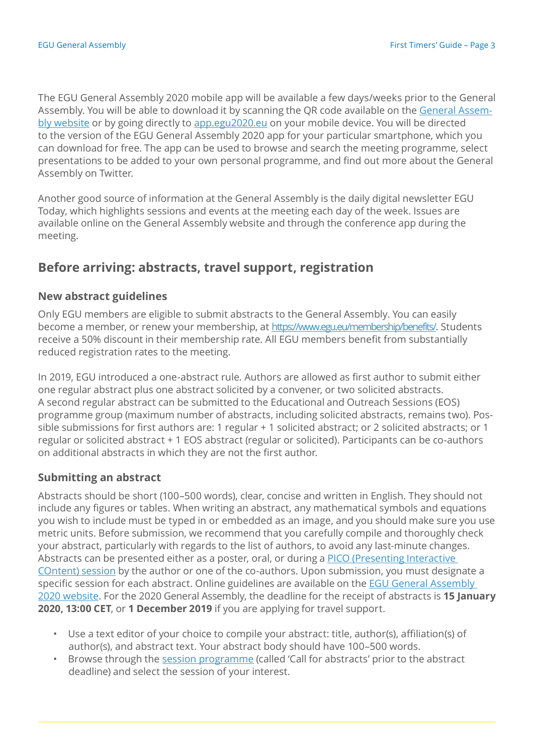The EGU General Assembly 2020 mobile app will be available a few days/weeks prior to the General Assembly. You will be able to download it by scanning the QR code available on the General Assembly website or by going directly to app.egu2020.eu on your mobile device. You will be directed to the version of the EGU General Assembly 2020 app for your particular smartphone, which you can download for free. The app can be used to browse and search the meeting programme, select presentations to be added to your own personal programme, and find out more about the General Assembly on Twitter.

Another good source of information at the General Assembly is the daily digital newsletter EGU Today, which highlights sessions and events at the meeting each day of the week. Issues are available online on the General Assembly website and through the conference app during the meeting.

## Before arriving: abstracts, travel support, registration

### New abstract guidelines

Only EGU members are eligible to submit abstracts to the General Assembly. You can easily become a member, or renew your membership, at https://www.egu.eu/membership/benefits/. Students receive a 50% discount in their membership rate. All EGU members benefit from substantially reduced registration rates to the meeting.

In 2019, EGU introduced a one-abstract rule. Authors are allowed as first author to submit either one regular abstract plus one abstract solicited by a convener, or two solicited abstracts. A second regular abstract can be submitted to the Educational and Outreach Sessions (EOS) programme group (maximum number of abstracts, including solicited abstracts, remains two). Possible submissions for first authors are: 1 regular + 1 solicited abstract; or 2 solicited abstracts; or 1 regular or solicited abstract + 1 EOS abstract (regular or solicited). Participants can be co-authors on additional abstracts in which they are not the first author.

### Submitting an abstract

Abstracts should be short (100–500 words), clear, concise and written in English. They should not include any figures or tables. When writing an abstract, any mathematical symbols and equations you wish to include must be typed in or embedded as an image, and you should make sure you use metric units. Before submission, we recommend that you carefully compile and thoroughly check your abstract, particularly with regards to the list of authors, to avoid any last-minute changes. Abstracts can be presented either as a poster, oral, or during a PICO (Presenting Interactive COntent) session by the author or one of the co-authors. Upon submission, you must designate a specific session for each abstract. Online guidelines are available on the EGU General Assembly 2020 website. For the 2020 General Assembly, the deadline for the receipt of abstracts is **15 January 2020, 13:00 CET**, or **1 December 2019** if you are applying for travel support.

- Use a text editor of your choice to compile your abstract: title, author(s), affiliation(s) of author(s), and abstract text. Your abstract body should have 100–500 words.
- Browse through the session programme (called 'Call for abstracts' prior to the abstract deadline) and select the session of your interest.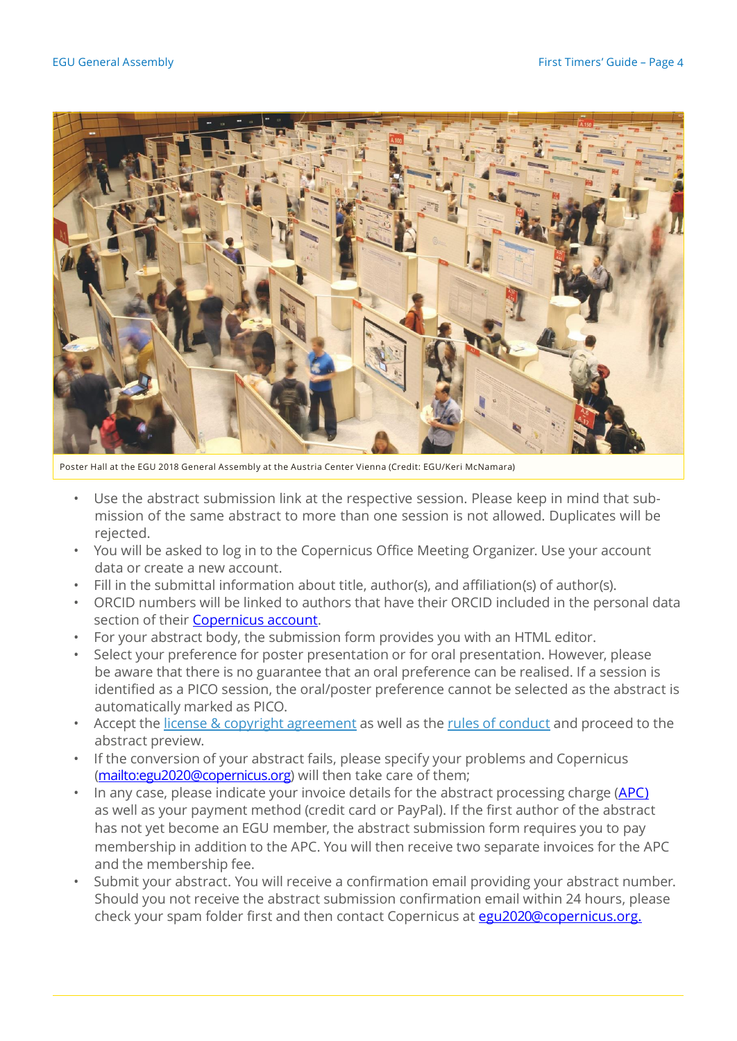Poster Hall at the EGU 2018 General Assembly at the Austria Center Vienna (Credit: EGU/Keri McNamara)

- Use the abstract submission link at the respective session. Please keep in mind that submission of the same abstract to more than one session is not allowed. Duplicates will be rejected.
- You will be asked to log in to the Copernicus Office Meeting Organizer. Use your account data or create a new account.
- Fill in the submittal information about title, author(s), and affiliation(s) of author(s).
- ORCID numbers will be linked to authors that have their ORCID included in the personal data section of their Copernicus account.
- For your abstract body, the submission form provides you with an HTML editor.
- Select your preference for poster presentation or for oral presentation. However, please be aware that there is no guarantee that an oral preference can be realised. If a session is identified as a PICO session, the oral/poster preference cannot be selected as the abstract is automatically marked as PICO.
- Accept the license & copyright agreement as well as the rules of conduct and proceed to the abstract preview.
- If the conversion of your abstract fails, please specify your problems and Copernicus (mailto:egu2020@copernicus.org) will then take care of them;
- In any case, please indicate your invoice details for the abstract processing charge (APC) as well as your payment method (credit card or PayPal). If the first author of the abstract has not yet become an EGU member, the abstract submission form requires you to pay membership in addition to the APC. You will then receive two separate invoices for the APC and the membership fee.
- Submit your abstract. You will receive a confirmation email providing your abstract number. Should you not receive the abstract submission confirmation email within 24 hours, please check your spam folder first and then contact Copernicus at egu2020@copernicus.org.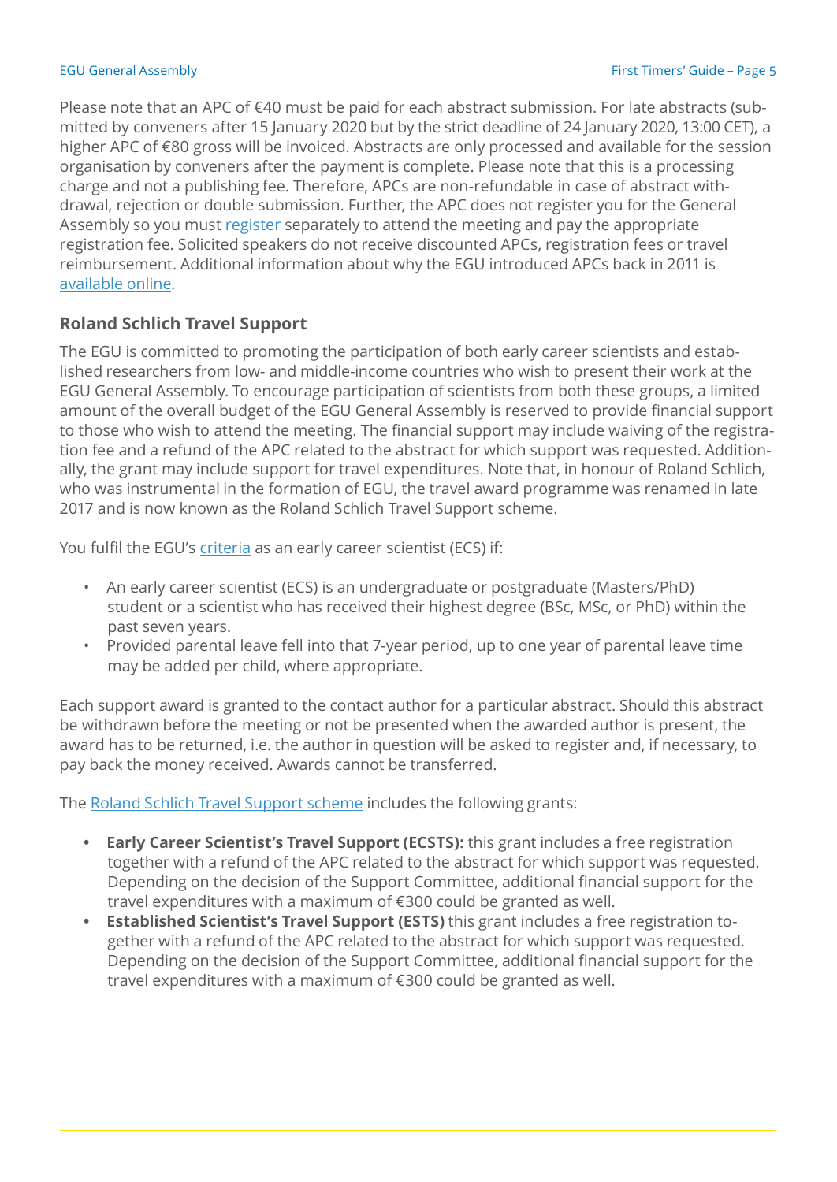Please note that an APC of €40 must be paid for each abstract submission. For late abstracts (submitted by conveners after 15 January 2020 but by the strict deadline of 24 January 2020, 13:00 CET), a higher APC of €80 gross will be invoiced. Abstracts are only processed and available for the session organisation by conveners after the payment is complete. Please note that this is a processing charge and not a publishing fee. Therefore, APCs are non-refundable in case of abstract withdrawal, rejection or double submission. Further, the APC does not register you for the General Assembly so you must register separately to attend the meeting and pay the appropriate registration fee. Solicited speakers do not receive discounted APCs, registration fees or travel reimbursement. Additional information about why the EGU introduced APCs back in 2011 is available online.

## Roland Schlich Travel Support

The EGU is committed to promoting the participation of both early career scientists and established researchers from low- and middle-income countries who wish to present their work at the EGU General Assembly. To encourage participation of scientists from both these groups, a limited amount of the overall budget of the EGU General Assembly is reserved to provide financial support to those who wish to attend the meeting. The financial support may include waiving of the registration fee and a refund of the APC related to the abstract for which support was requested. Additionally, the grant may include support for travel expenditures. Note that, in honour of Roland Schlich, who was instrumental in the formation of EGU, the travel award programme was renamed in late 2017 and is now known as the Roland Schlich Travel Support scheme.

You fulfil the EGU's criteria as an early career scientist (ECS) if:

- An early career scientist (ECS) is an undergraduate or postgraduate (Masters/PhD) student or a scientist who has received their highest degree (BSc, MSc, or PhD) within the past seven years.
- Provided parental leave fell into that 7-year period, up to one year of parental leave time may be added per child, where appropriate.

Each support award is granted to the contact author for a particular abstract. Should this abstract be withdrawn before the meeting or not be presented when the awarded author is present, the award has to be returned, i.e. the author in question will be asked to register and, if necessary, to pay back the money received. Awards cannot be transferred.

The Roland Schlich Travel Support scheme includes the following grants:

- **Early Career Scientist's Travel Support (ECSTS):** this grant includes a free registration together with a refund of the APC related to the abstract for which support was requested. Depending on the decision of the Support Committee, additional financial support for the travel expenditures with a maximum of €300 could be granted as well.
- **Established Scientist's Travel Support (ESTS)** this grant includes a free registration together with a refund of the APC related to the abstract for which support was requested. Depending on the decision of the Support Committee, additional financial support for the travel expenditures with a maximum of €300 could be granted as well.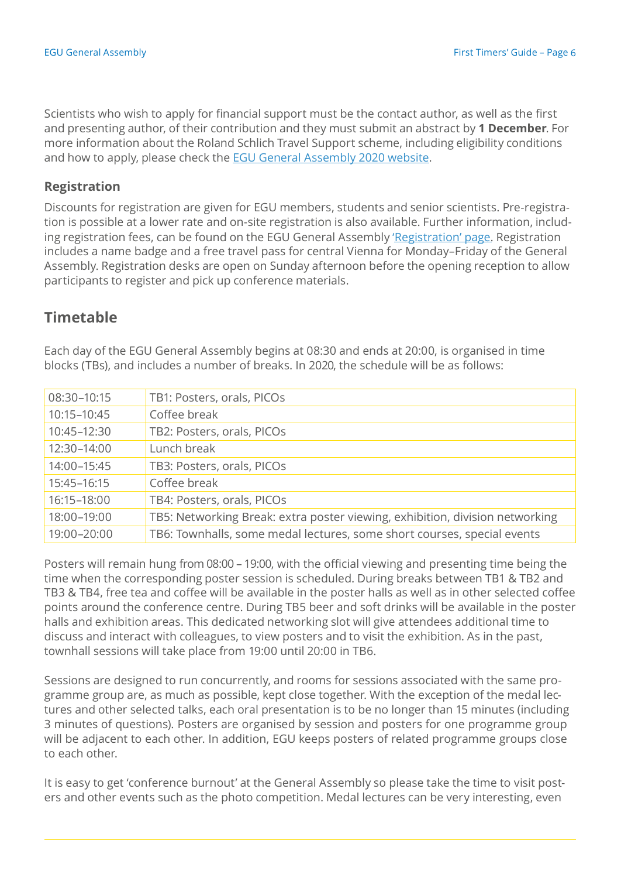Scientists who wish to apply for financial support must be the contact author, as well as the first and presenting author, of their contribution and they must submit an abstract by **1 December**. For more information about the Roland Schlich Travel Support scheme, including eligibility conditions and how to apply, please check the EGU General Assembly 2020 website.

### Registration

Discounts for registration are given for EGU members, students and senior scientists. Pre-registration is possible at a lower rate and on-site registration is also available. Further information, including registration fees, can be found on the EGU General Assembly 'Registration' page. Registration includes a name badge and a free travel pass for central Vienna for Monday–Friday of the General Assembly. Registration desks are open on Sunday afternoon before the opening reception to allow participants to register and pick up conference materials.

## Timetable

Each day of the EGU General Assembly begins at 08:30 and ends at 20:00, is organised in time blocks (TBs), and includes a number of breaks. In 2020, the schedule will be as follows:

| | |
|---|---|
| 08:30–10:15 | TB1: Posters, orals, PICOs |
| 10:15–10:45 | Coffee break |
| 10:45–12:30 | TB2: Posters, orals, PICOs |
| 12:30–14:00 | Lunch break |
| 14:00–15:45 | TB3: Posters, orals, PICOs |
| 15:45–16:15 | Coffee break |
| 16:15–18:00 | TB4: Posters, orals, PICOs |
| 18:00–19:00 | TB5: Networking Break: extra poster viewing, exhibition, division networking |
| 19:00–20:00 | TB6: Townhalls, some medal lectures, some short courses, special events |

Posters will remain hung from 08:00 – 19:00, with the official viewing and presenting time being the time when the corresponding poster session is scheduled. During breaks between TB1 & TB2 and TB3 & TB4, free tea and coffee will be available in the poster halls as well as in other selected coffee points around the conference centre. During TB5 beer and soft drinks will be available in the poster halls and exhibition areas. This dedicated networking slot will give attendees additional time to discuss and interact with colleagues, to view posters and to visit the exhibition. As in the past, townhall sessions will take place from 19:00 until 20:00 in TB6.

Sessions are designed to run concurrently, and rooms for sessions associated with the same programme group are, as much as possible, kept close together. With the exception of the medal lectures and other selected talks, each oral presentation is to be no longer than 15 minutes (including 3 minutes of questions). Posters are organised by session and posters for one programme group will be adjacent to each other. In addition, EGU keeps posters of related programme groups close to each other.

It is easy to get 'conference burnout' at the General Assembly so please take the time to visit posters and other events such as the photo competition. Medal lectures can be very interesting, even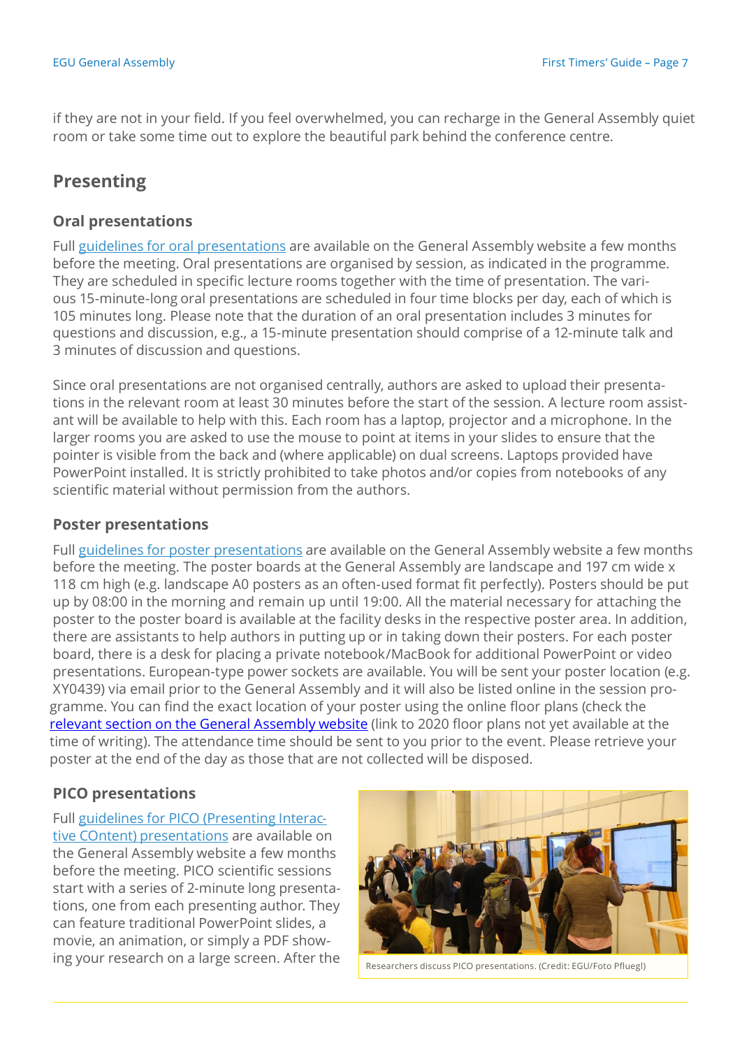if they are not in your field. If you feel overwhelmed, you can recharge in the General Assembly quiet room or take some time out to explore the beautiful park behind the conference centre.

## Presenting

### Oral presentations

Full [guidelines for oral presentations]() are available on the General Assembly website a few months before the meeting. Oral presentations are organised by session, as indicated in the programme. They are scheduled in specific lecture rooms together with the time of presentation. The various 15-minute-long oral presentations are scheduled in four time blocks per day, each of which is 105 minutes long. Please note that the duration of an oral presentation includes 3 minutes for questions and discussion, e.g., a 15-minute presentation should comprise of a 12-minute talk and 3 minutes of discussion and questions.

Since oral presentations are not organised centrally, authors are asked to upload their presentations in the relevant room at least 30 minutes before the start of the session. A lecture room assistant will be available to help with this. Each room has a laptop, projector and a microphone. In the larger rooms you are asked to use the mouse to point at items in your slides to ensure that the pointer is visible from the back and (where applicable) on dual screens. Laptops provided have PowerPoint installed. It is strictly prohibited to take photos and/or copies from notebooks of any scientific material without permission from the authors.

### Poster presentations

Full [guidelines for poster presentations]() are available on the General Assembly website a few months before the meeting. The poster boards at the General Assembly are landscape and 197 cm wide x 118 cm high (e.g. landscape A0 posters as an often-used format fit perfectly). Posters should be put up by 08:00 in the morning and remain up until 19:00. All the material necessary for attaching the poster to the poster board is available at the facility desks in the respective poster area. In addition, there are assistants to help authors in putting up or in taking down their posters. For each poster board, there is a desk for placing a private notebook/MacBook for additional PowerPoint or video presentations. European-type power sockets are available. You will be sent your poster location (e.g. XY0439) via email prior to the General Assembly and it will also be listed online in the session programme. You can find the exact location of your poster using the online floor plans (check the [relevant section on the General Assembly website]() (link to 2020 floor plans not yet available at the time of writing). The attendance time should be sent to you prior to the event. Please retrieve your poster at the end of the day as those that are not collected will be disposed.

### PICO presentations

Full [guidelines for PICO (Presenting Interactive COntent) presentations]() are available on the General Assembly website a few months before the meeting. PICO scientific sessions start with a series of 2-minute long presentations, one from each presenting author. They can feature traditional PowerPoint slides, a movie, an animation, or simply a PDF showing your research on a large screen. After the

Researchers discuss PICO presentations. (Credit: EGU/Foto Pfluegl)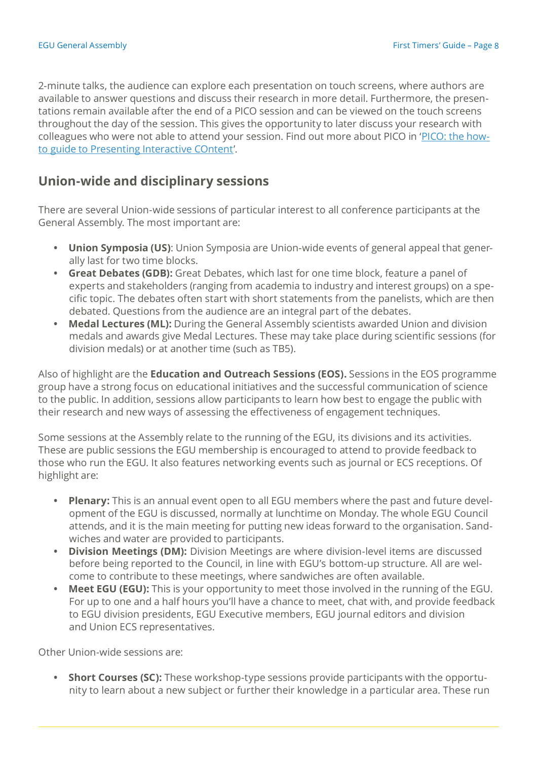2-minute talks, the audience can explore each presentation on touch screens, where authors are available to answer questions and discuss their research in more detail. Furthermore, the presentations remain available after the end of a PICO session and can be viewed on the touch screens throughout the day of the session. This gives the opportunity to later discuss your research with colleagues who were not able to attend your session. Find out more about PICO in '[PICO: the how-to guide to Presenting Interactive COntent]'.

## Union-wide and disciplinary sessions

There are several Union-wide sessions of particular interest to all conference participants at the General Assembly. The most important are:

- **Union Symposia (US)**: Union Symposia are Union-wide events of general appeal that generally last for two time blocks.
- **Great Debates (GDB):** Great Debates, which last for one time block, feature a panel of experts and stakeholders (ranging from academia to industry and interest groups) on a specific topic. The debates often start with short statements from the panelists, which are then debated. Questions from the audience are an integral part of the debates.
- **Medal Lectures (ML):** During the General Assembly scientists awarded Union and division medals and awards give Medal Lectures. These may take place during scientific sessions (for division medals) or at another time (such as TB5).

Also of highlight are the **Education and Outreach Sessions (EOS).** Sessions in the EOS programme group have a strong focus on educational initiatives and the successful communication of science to the public. In addition, sessions allow participants to learn how best to engage the public with their research and new ways of assessing the effectiveness of engagement techniques.

Some sessions at the Assembly relate to the running of the EGU, its divisions and its activities. These are public sessions the EGU membership is encouraged to attend to provide feedback to those who run the EGU. It also features networking events such as journal or ECS receptions. Of highlight are:

- **Plenary:** This is an annual event open to all EGU members where the past and future development of the EGU is discussed, normally at lunchtime on Monday. The whole EGU Council attends, and it is the main meeting for putting new ideas forward to the organisation. Sandwiches and water are provided to participants.
- **Division Meetings (DM):** Division Meetings are where division-level items are discussed before being reported to the Council, in line with EGU's bottom-up structure. All are welcome to contribute to these meetings, where sandwiches are often available.
- **Meet EGU (EGU):** This is your opportunity to meet those involved in the running of the EGU. For up to one and a half hours you'll have a chance to meet, chat with, and provide feedback to EGU division presidents, EGU Executive members, EGU journal editors and division and Union ECS representatives.

Other Union-wide sessions are:

- **Short Courses (SC):** These workshop-type sessions provide participants with the opportunity to learn about a new subject or further their knowledge in a particular area. These run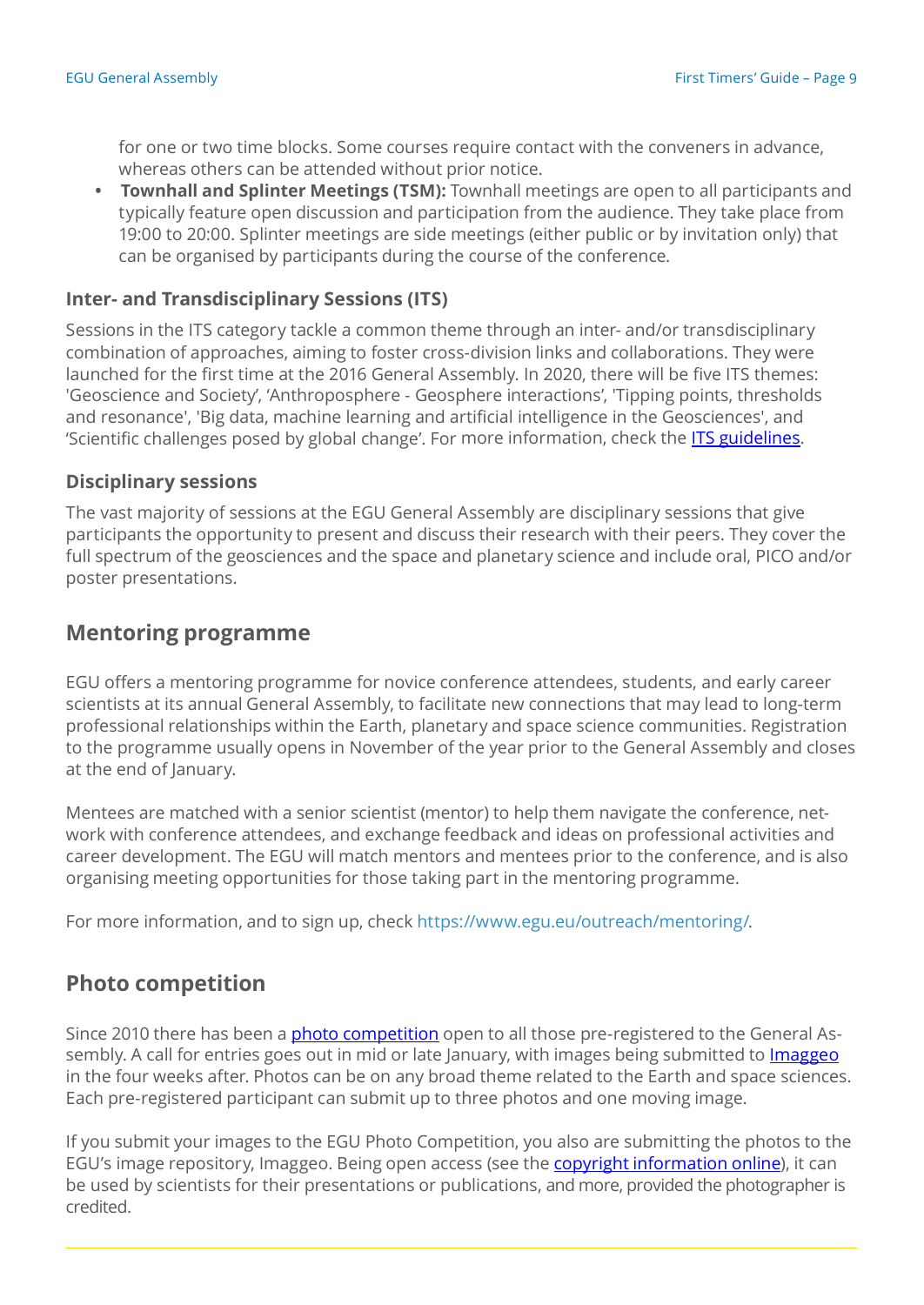for one or two time blocks. Some courses require contact with the conveners in advance, whereas others can be attended without prior notice.

- **Townhall and Splinter Meetings (TSM):** Townhall meetings are open to all participants and typically feature open discussion and participation from the audience. They take place from 19:00 to 20:00. Splinter meetings are side meetings (either public or by invitation only) that can be organised by participants during the course of the conference.

### Inter- and Transdisciplinary Sessions (ITS)

Sessions in the ITS category tackle a common theme through an inter- and/or transdisciplinary combination of approaches, aiming to foster cross-division links and collaborations. They were launched for the first time at the 2016 General Assembly. In 2020, there will be five ITS themes: 'Geoscience and Society', 'Anthroposphere - Geosphere interactions', 'Tipping points, thresholds and resonance', 'Big data, machine learning and artificial intelligence in the Geosciences', and 'Scientific challenges posed by global change'. For more information, check the ITS guidelines.

### Disciplinary sessions

The vast majority of sessions at the EGU General Assembly are disciplinary sessions that give participants the opportunity to present and discuss their research with their peers. They cover the full spectrum of the geosciences and the space and planetary science and include oral, PICO and/or poster presentations.

## Mentoring programme

EGU offers a mentoring programme for novice conference attendees, students, and early career scientists at its annual General Assembly, to facilitate new connections that may lead to long-term professional relationships within the Earth, planetary and space science communities. Registration to the programme usually opens in November of the year prior to the General Assembly and closes at the end of January.

Mentees are matched with a senior scientist (mentor) to help them navigate the conference, network with conference attendees, and exchange feedback and ideas on professional activities and career development. The EGU will match mentors and mentees prior to the conference, and is also organising meeting opportunities for those taking part in the mentoring programme.

For more information, and to sign up, check https://www.egu.eu/outreach/mentoring/.

## Photo competition

Since 2010 there has been a photo competition open to all those pre-registered to the General Assembly. A call for entries goes out in mid or late January, with images being submitted to Imaggeo in the four weeks after. Photos can be on any broad theme related to the Earth and space sciences. Each pre-registered participant can submit up to three photos and one moving image.

If you submit your images to the EGU Photo Competition, you also are submitting the photos to the EGU's image repository, Imaggeo. Being open access (see the copyright information online), it can be used by scientists for their presentations or publications, and more, provided the photographer is credited.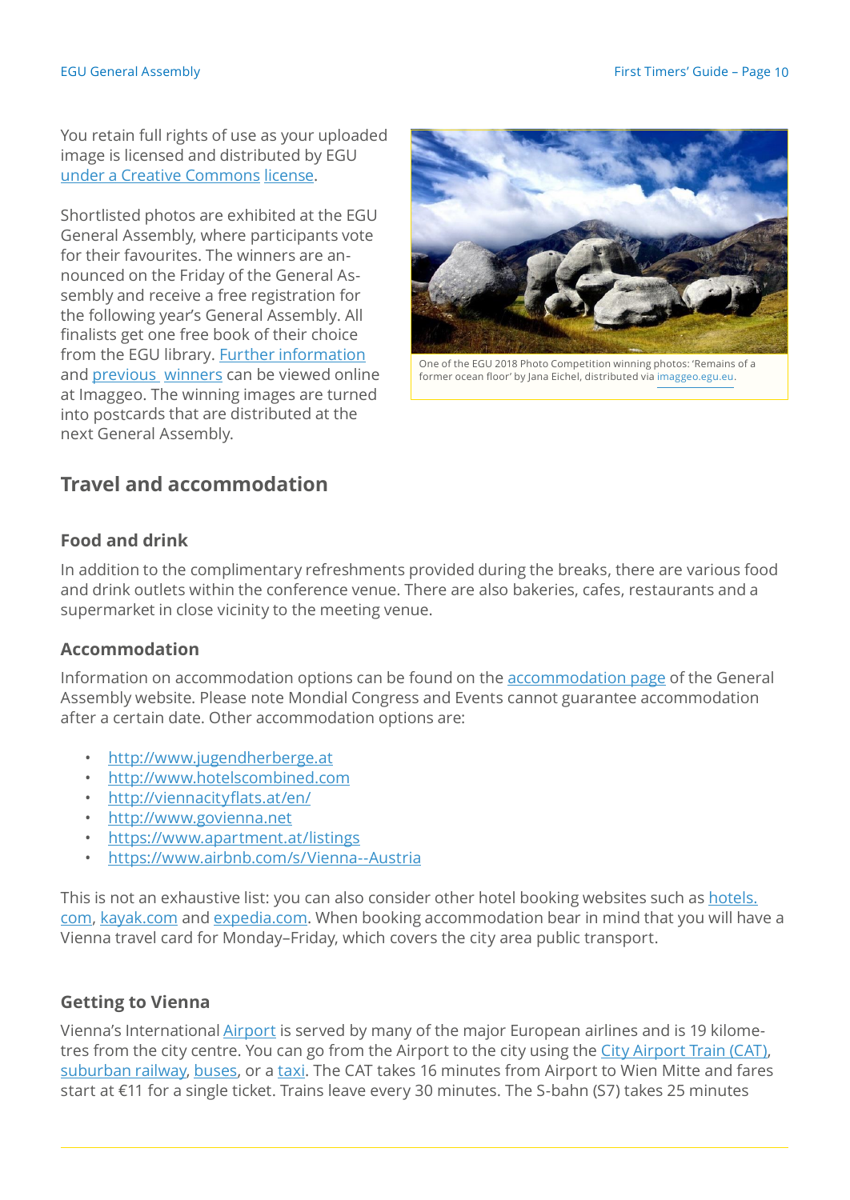You retain full rights of use as your uploaded image is licensed and distributed by EGU under a Creative Commons license.

Shortlisted photos are exhibited at the EGU General Assembly, where participants vote for their favourites. The winners are announced on the Friday of the General Assembly and receive a free registration for the following year's General Assembly. All finalists get one free book of their choice from the EGU library. Further information and previous winners can be viewed online at Imaggeo. The winning images are turned into postcards that are distributed at the next General Assembly.

One of the EGU 2018 Photo Competition winning photos: 'Remains of a former ocean floor' by Jana Eichel, distributed via imaggeo.egu.eu.

## Travel and accommodation

### Food and drink

In addition to the complimentary refreshments provided during the breaks, there are various food and drink outlets within the conference venue. There are also bakeries, cafes, restaurants and a supermarket in close vicinity to the meeting venue.

### Accommodation

Information on accommodation options can be found on the accommodation page of the General Assembly website. Please note Mondial Congress and Events cannot guarantee accommodation after a certain date. Other accommodation options are:

- http://www.jugendherberge.at
- http://www.hotelscombined.com
- http://viennacityflats.at/en/
- http://www.govienna.net
- https://www.apartment.at/listings
- https://www.airbnb.com/s/Vienna--Austria

This is not an exhaustive list: you can also consider other hotel booking websites such as hotels.com, kayak.com and expedia.com. When booking accommodation bear in mind that you will have a Vienna travel card for Monday–Friday, which covers the city area public transport.

### Getting to Vienna

Vienna's International Airport is served by many of the major European airlines and is 19 kilometres from the city centre. You can go from the Airport to the city using the City Airport Train (CAT), suburban railway, buses, or a taxi. The CAT takes 16 minutes from Airport to Wien Mitte and fares start at €11 for a single ticket. Trains leave every 30 minutes. The S-bahn (S7) takes 25 minutes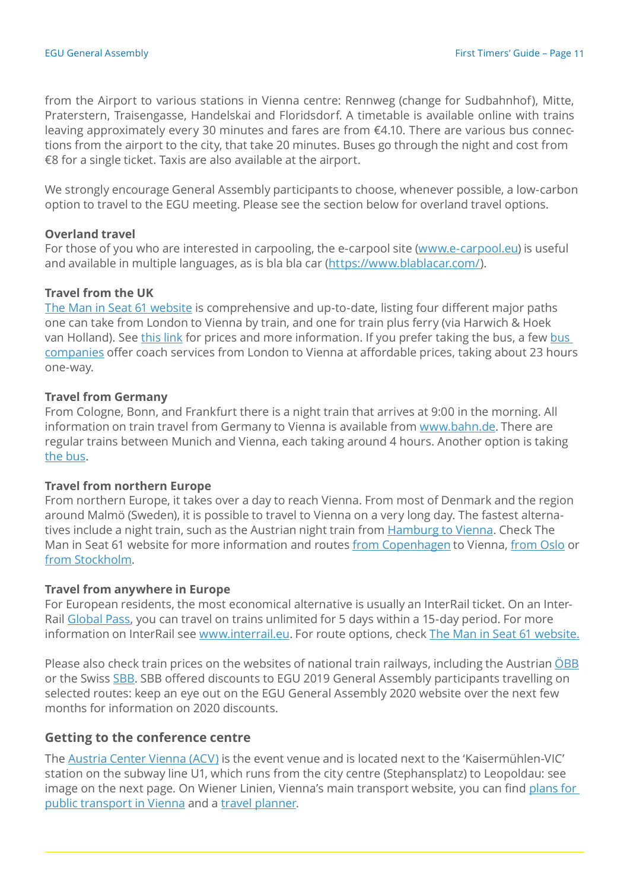from the Airport to various stations in Vienna centre: Rennweg (change for Sudbahnhof), Mitte, Praterstern, Traisengasse, Handelskai and Floridsdorf. A timetable is available online with trains leaving approximately every 30 minutes and fares are from €4.10. There are various bus connections from the airport to the city, that take 20 minutes. Buses go through the night and cost from €8 for a single ticket. Taxis are also available at the airport.

We strongly encourage General Assembly participants to choose, whenever possible, a low-carbon option to travel to the EGU meeting. Please see the section below for overland travel options.

**Overland travel**
For those of you who are interested in carpooling, the e-carpool site (www.e-carpool.eu) is useful and available in multiple languages, as is bla bla car (https://www.blablacar.com/).

**Travel from the UK**
The Man in Seat 61 website is comprehensive and up-to-date, listing four different major paths one can take from London to Vienna by train, and one for train plus ferry (via Harwich & Hoek van Holland). See this link for prices and more information. If you prefer taking the bus, a few bus companies offer coach services from London to Vienna at affordable prices, taking about 23 hours one-way.

**Travel from Germany**
From Cologne, Bonn, and Frankfurt there is a night train that arrives at 9:00 in the morning. All information on train travel from Germany to Vienna is available from www.bahn.de. There are regular trains between Munich and Vienna, each taking around 4 hours. Another option is taking the bus.

**Travel from northern Europe**
From northern Europe, it takes over a day to reach Vienna. From most of Denmark and the region around Malmö (Sweden), it is possible to travel to Vienna on a very long day. The fastest alternatives include a night train, such as the Austrian night train from Hamburg to Vienna. Check The Man in Seat 61 website for more information and routes from Copenhagen to Vienna, from Oslo or from Stockholm.

**Travel from anywhere in Europe**
For European residents, the most economical alternative is usually an InterRail ticket. On an InterRail Global Pass, you can travel on trains unlimited for 5 days within a 15-day period. For more information on InterRail see www.interrail.eu. For route options, check The Man in Seat 61 website.

Please also check train prices on the websites of national train railways, including the Austrian ÖBB or the Swiss SBB. SBB offered discounts to EGU 2019 General Assembly participants travelling on selected routes: keep an eye out on the EGU General Assembly 2020 website over the next few months for information on 2020 discounts.

## Getting to the conference centre

The Austria Center Vienna (ACV) is the event venue and is located next to the 'Kaisermühlen-VIC' station on the subway line U1, which runs from the city centre (Stephansplatz) to Leopoldau: see image on the next page. On Wiener Linien, Vienna's main transport website, you can find plans for public transport in Vienna and a travel planner.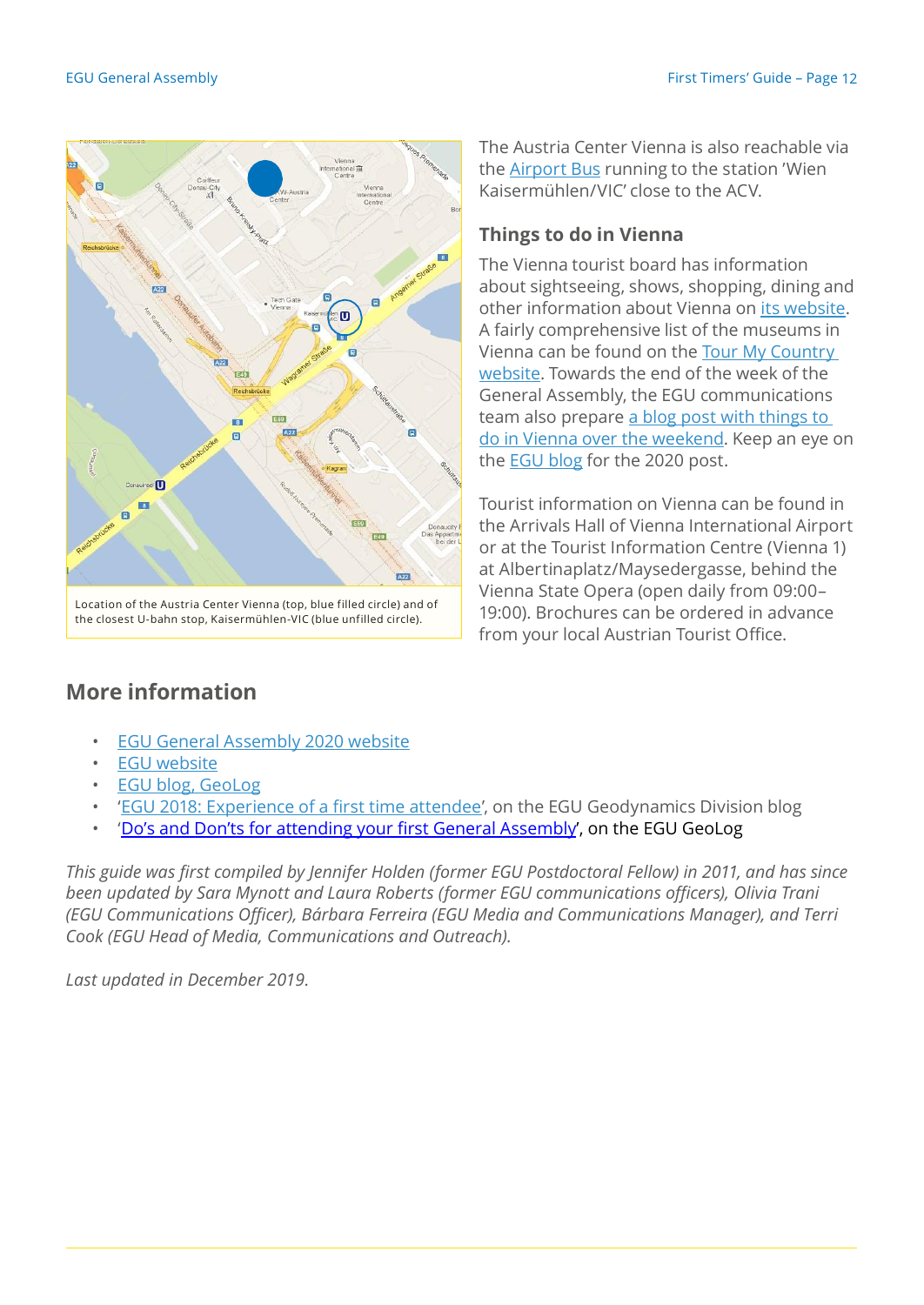Location of the Austria Center Vienna (top, blue filled circle) and of the closest U-bahn stop, Kaisermühlen-VIC (blue unfilled circle).

The Austria Center Vienna is also reachable via the Airport Bus running to the station 'Wien Kaisermühlen/VIC' close to the ACV.

### Things to do in Vienna

The Vienna tourist board has information about sightseeing, shows, shopping, dining and other information about Vienna on its website. A fairly comprehensive list of the museums in Vienna can be found on the Tour My Country website. Towards the end of the week of the General Assembly, the EGU communications team also prepare a blog post with things to do in Vienna over the weekend. Keep an eye on the EGU blog for the 2020 post.

Tourist information on Vienna can be found in the Arrivals Hall of Vienna International Airport or at the Tourist Information Centre (Vienna 1) at Albertinaplatz/Maysedergasse, behind the Vienna State Opera (open daily from 09:00–19:00). Brochures can be ordered in advance from your local Austrian Tourist Office.

## More information

- EGU General Assembly 2020 website
- EGU website
- EGU blog, GeoLog
- 'EGU 2018: Experience of a first time attendee', on the EGU Geodynamics Division blog
- 'Do's and Don'ts for attending your first General Assembly', on the EGU GeoLog

*This guide was first compiled by Jennifer Holden (former EGU Postdoctoral Fellow) in 2011, and has since been updated by Sara Mynott and Laura Roberts (former EGU communications officers), Olivia Trani (EGU Communications Officer), Bárbara Ferreira (EGU Media and Communications Manager), and Terri Cook (EGU Head of Media, Communications and Outreach).*

*Last updated in December 2019.*